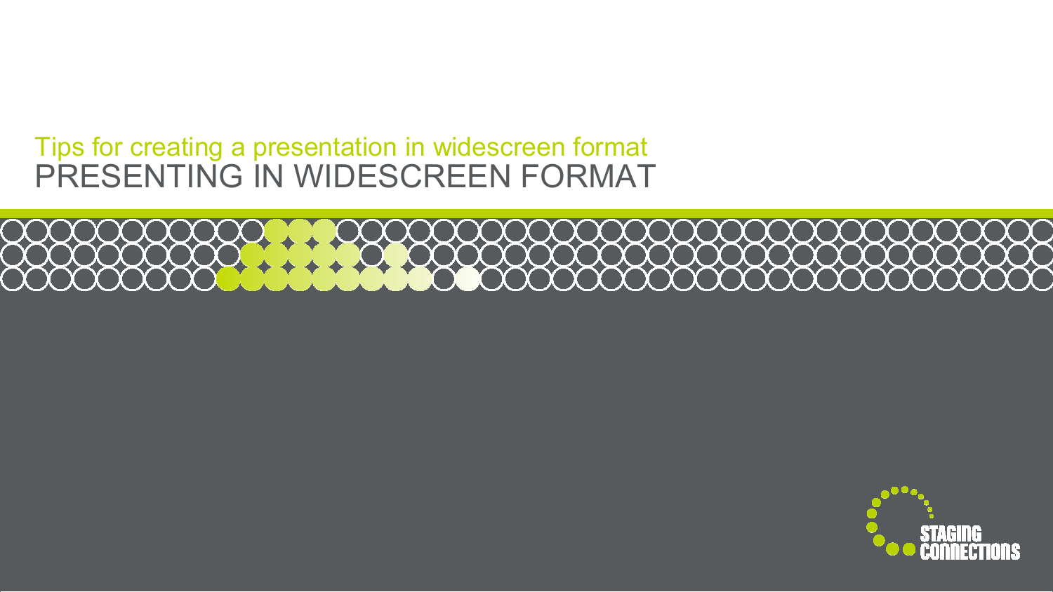Tips for creating a presentation in widescreen format

# PRESENTING IN WIDESCREEN FORMAT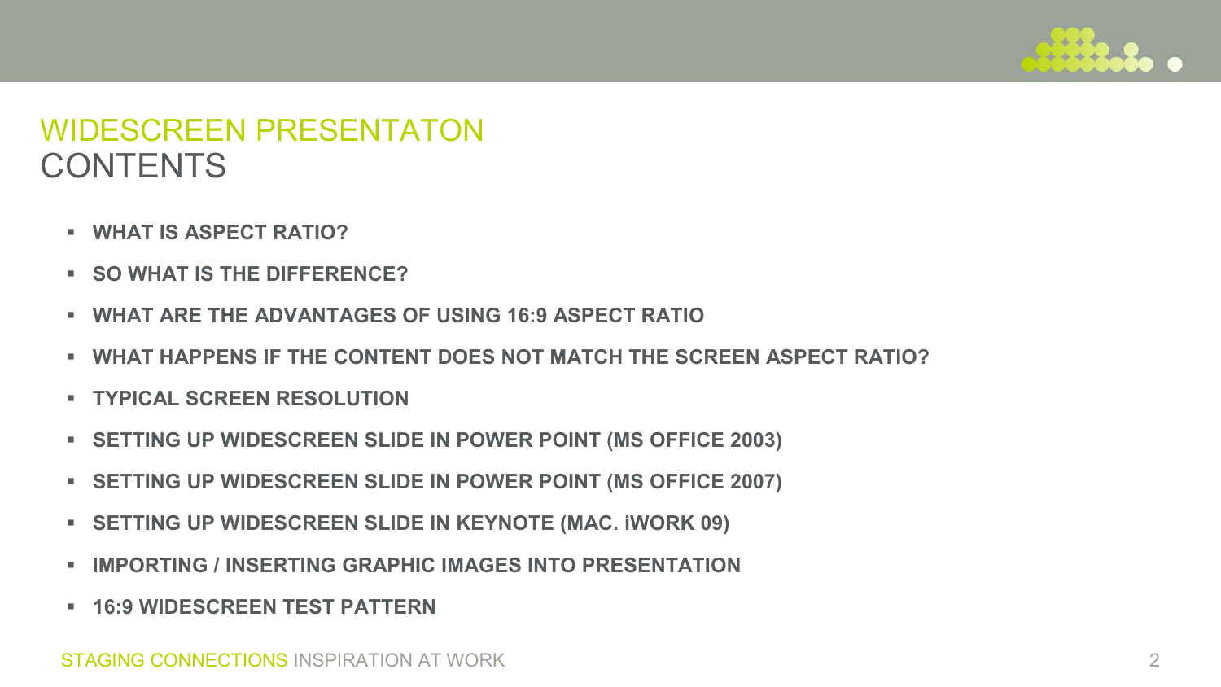# WIDESCREEN PRESENTATON
## CONTENTS

- **WHAT IS ASPECT RATIO?**
- **SO WHAT IS THE DIFFERENCE?**
- **WHAT ARE THE ADVANTAGES OF USING 16:9 ASPECT RATIO**
- **WHAT HAPPENS IF THE CONTENT DOES NOT MATCH THE SCREEN ASPECT RATIO?**
- **TYPICAL SCREEN RESOLUTION**
- **SETTING UP WIDESCREEN SLIDE IN POWER POINT (MS OFFICE 2003)**
- **SETTING UP WIDESCREEN SLIDE IN POWER POINT (MS OFFICE 2007)**
- **SETTING UP WIDESCREEN SLIDE IN KEYNOTE (MAC. iWORK 09)**
- **IMPORTING / INSERTING GRAPHIC IMAGES INTO PRESENTATION**
- **16:9 WIDESCREEN TEST PATTERN**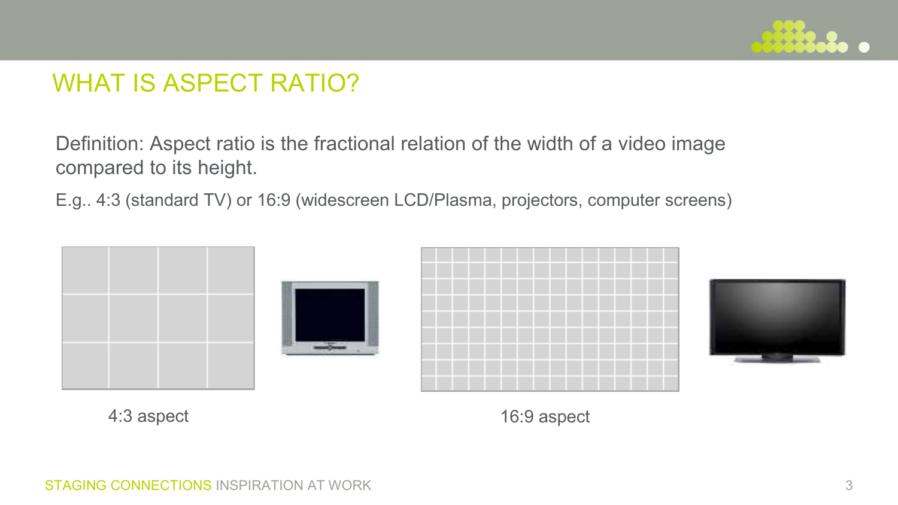# WHAT IS ASPECT RATIO?

Definition: Aspect ratio is the fractional relation of the width of a video image compared to its height.

E.g.. 4:3 (standard TV) or 16:9 (widescreen LCD/Plasma, projectors, computer screens)

4:3 aspect

16:9 aspect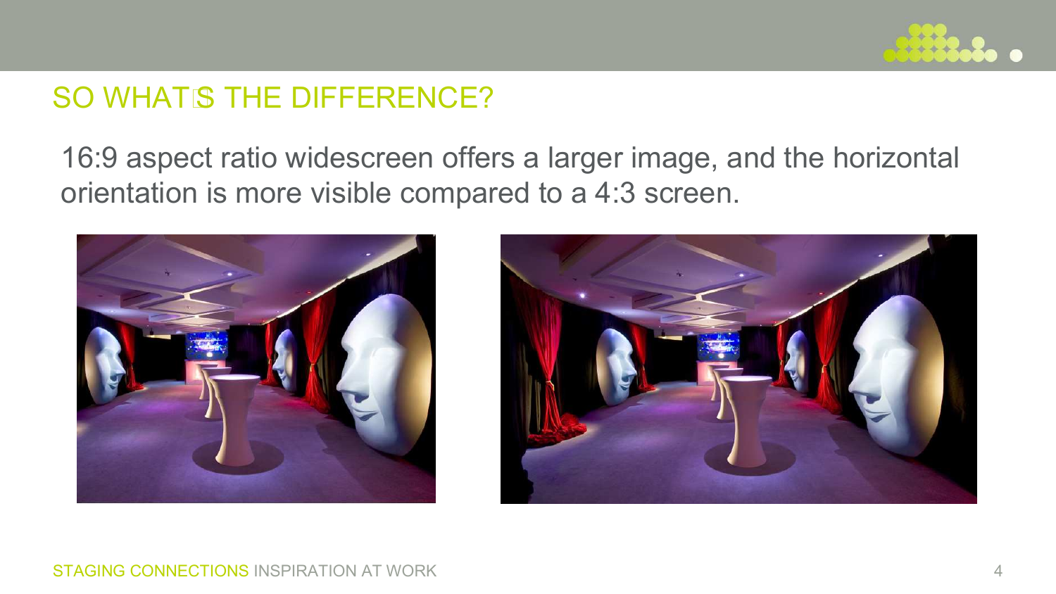# SO WHAT'S THE DIFFERENCE?

16:9 aspect ratio widescreen offers a larger image, and the horizontal orientation is more visible compared to a 4:3 screen.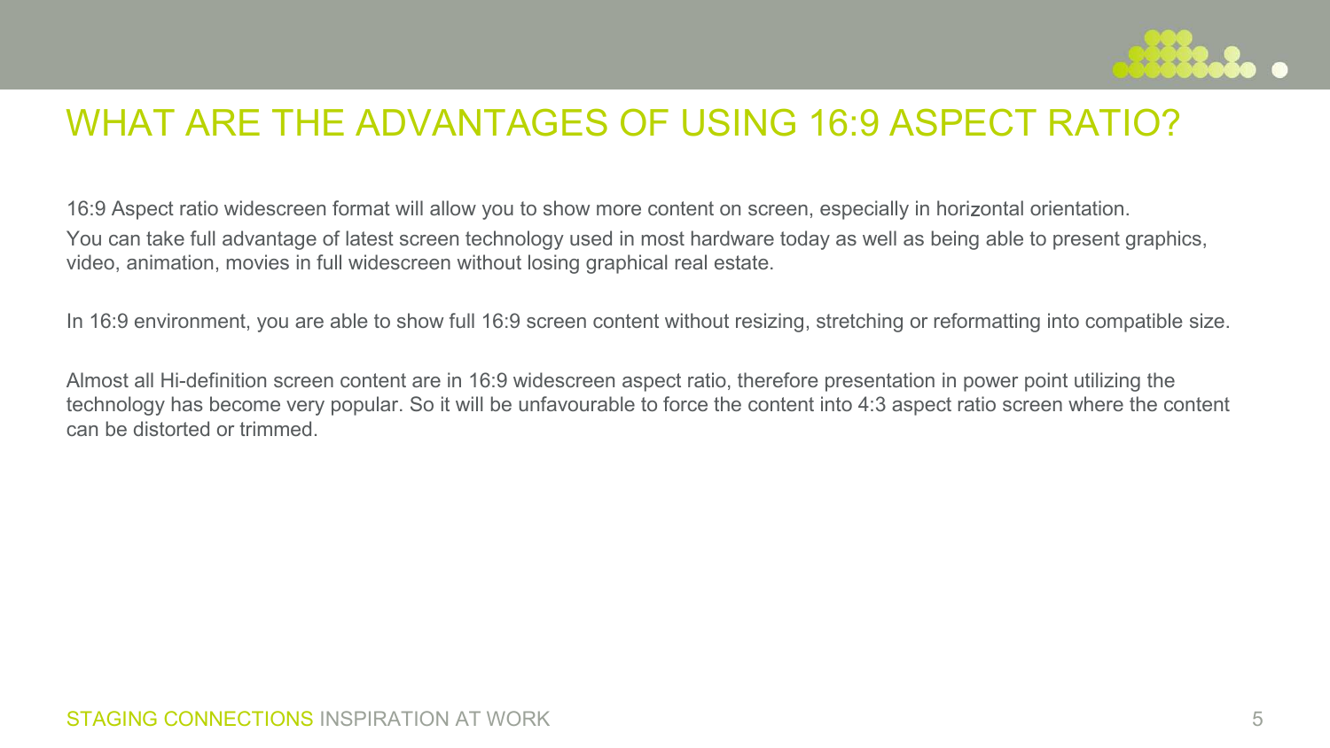# WHAT ARE THE ADVANTAGES OF USING 16:9 ASPECT RATIO?

16:9 Aspect ratio widescreen format will allow you to show more content on screen, especially in horizontal orientation.

You can take full advantage of latest screen technology used in most hardware today as well as being able to present graphics, video, animation, movies in full widescreen without losing graphical real estate.

In 16:9 environment, you are able to show full 16:9 screen content without resizing, stretching or reformatting into compatible size.

Almost all Hi-definition screen content are in 16:9 widescreen aspect ratio, therefore presentation in power point utilizing the technology has become very popular. So it will be unfavourable to force the content into 4:3 aspect ratio screen where the content can be distorted or trimmed.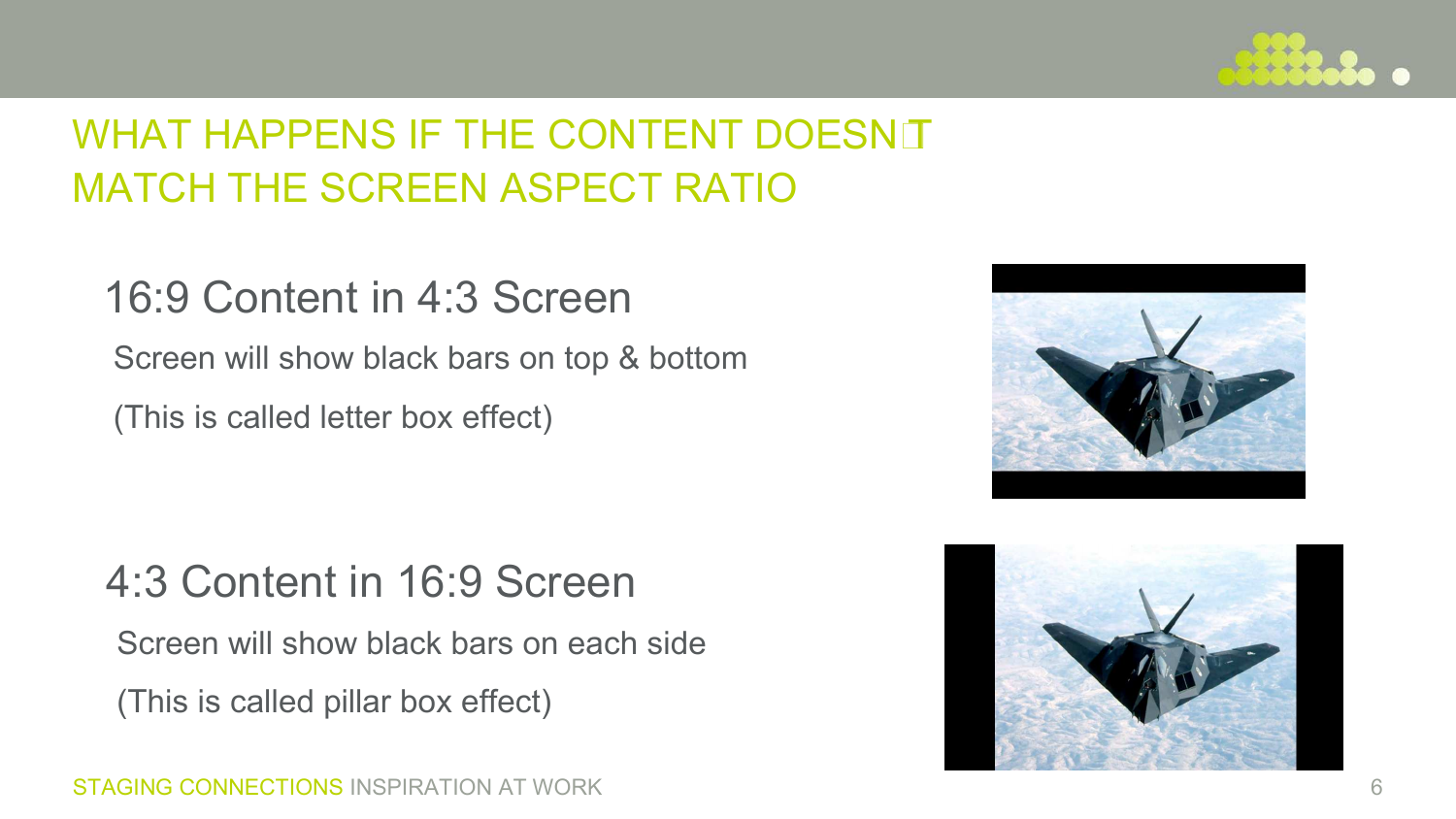# WHAT HAPPENS IF THE CONTENT DOESN'T MATCH THE SCREEN ASPECT RATIO

## 16:9 Content in 4:3 Screen

Screen will show black bars on top & bottom

(This is called letter box effect)

## 4:3 Content in 16:9 Screen

Screen will show black bars on each side

(This is called pillar box effect)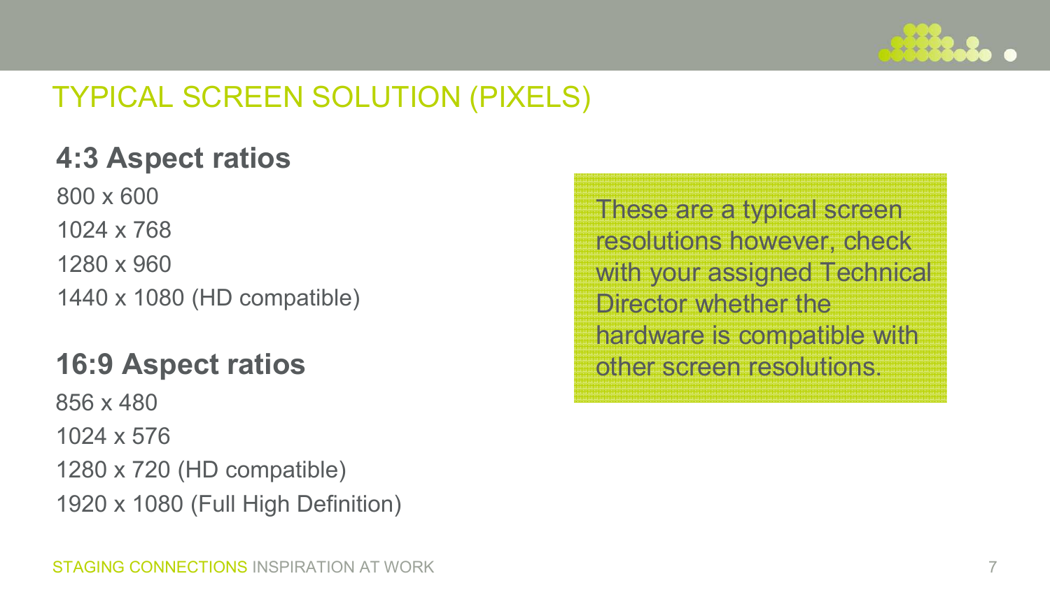# TYPICAL SCREEN SOLUTION (PIXELS)

## 4:3 Aspect ratios

800 x 600

1024 x 768

1280 x 960

1440 x 1080 (HD compatible)

## 16:9 Aspect ratios

856 x 480

1024 x 576

1280 x 720 (HD compatible)

1920 x 1080 (Full High Definition)

These are a typical screen resolutions however, check with your assigned Technical Director whether the hardware is compatible with other screen resolutions.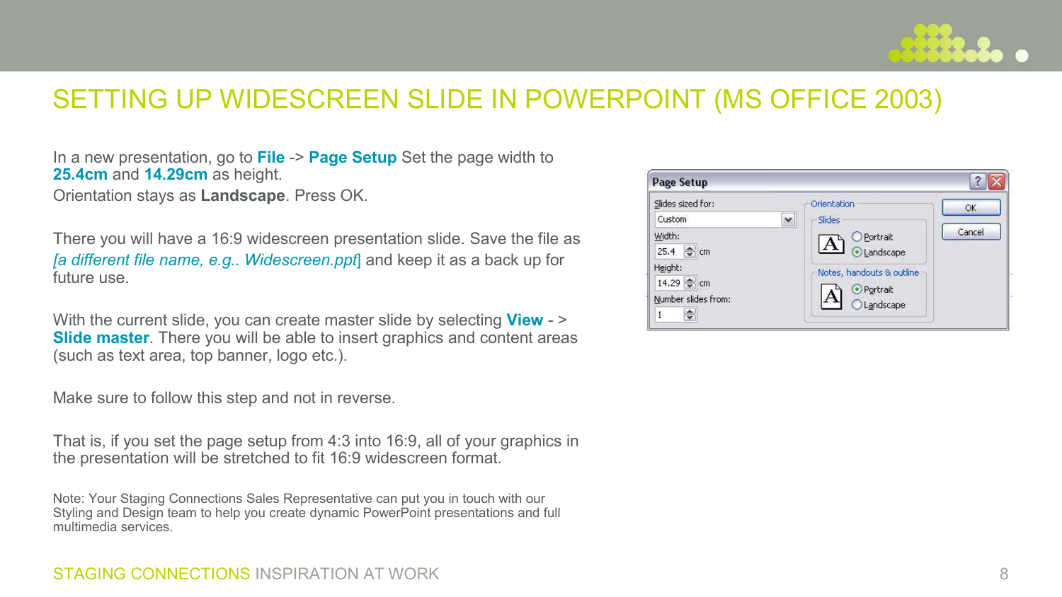# SETTING UP WIDESCREEN SLIDE IN POWERPOINT (MS OFFICE 2003)

In a new presentation, go to **File** -> **Page Setup** Set the page width to **25.4cm** and **14.29cm** as height.
Orientation stays as **Landscape**. Press OK.

There you will have a 16:9 widescreen presentation slide. Save the file as *[a different file name, e.g.. Widescreen.ppt*] and keep it as a back up for future use.

With the current slide, you can create master slide by selecting **View** - > **Slide master**. There you will be able to insert graphics and content areas (such as text area, top banner, logo etc.).

Make sure to follow this step and not in reverse.

That is, if you set the page setup from 4:3 into 16:9, all of your graphics in the presentation will be stretched to fit 16:9 widescreen format.

Note: Your Staging Connections Sales Representative can put you in touch with our Styling and Design team to help you create dynamic PowerPoint presentations and full multimedia services.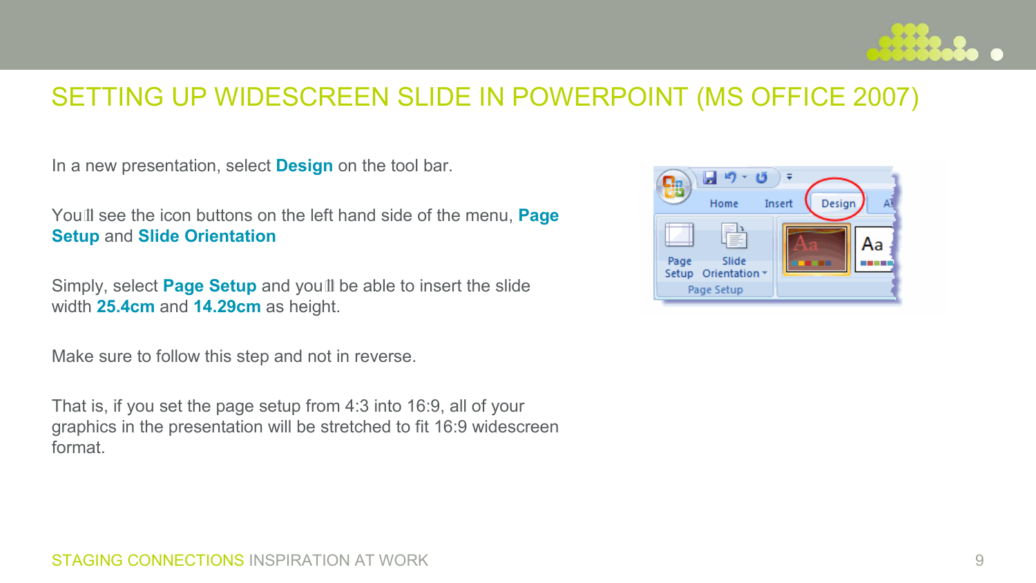# SETTING UP WIDESCREEN SLIDE IN POWERPOINT (MS OFFICE 2007)

In a new presentation, select **Design** on the tool bar.

You'll see the icon buttons on the left hand side of the menu, **Page Setup** and **Slide Orientation**

Simply, select **Page Setup** and you'll be able to insert the slide width **25.4cm** and **14.29cm** as height.

Make sure to follow this step and not in reverse.

That is, if you set the page setup from 4:3 into 16:9, all of your graphics in the presentation will be stretched to fit 16:9 widescreen format.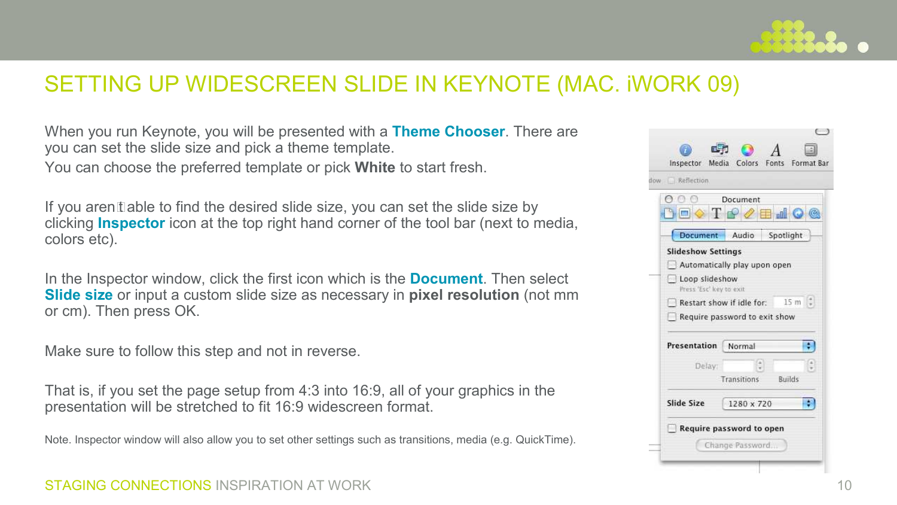# SETTING UP WIDESCREEN SLIDE IN KEYNOTE (MAC. iWORK 09)

When you run Keynote, you will be presented with a **Theme Chooser**. There are you can set the slide size and pick a theme template.
You can choose the preferred template or pick **White** to start fresh.

If you aren't able to find the desired slide size, you can set the slide size by clicking **Inspector** icon at the top right hand corner of the tool bar (next to media, colors etc).

In the Inspector window, click the first icon which is the **Document**. Then select **Slide size** or input a custom slide size as necessary in **pixel resolution** (not mm or cm). Then press OK.

Make sure to follow this step and not in reverse.

That is, if you set the page setup from 4:3 into 16:9, all of your graphics in the presentation will be stretched to fit 16:9 widescreen format.

Note. Inspector window will also allow you to set other settings such as transitions, media (e.g. QuickTime).

STAGING CONNECTIONS INSPIRATION AT WORK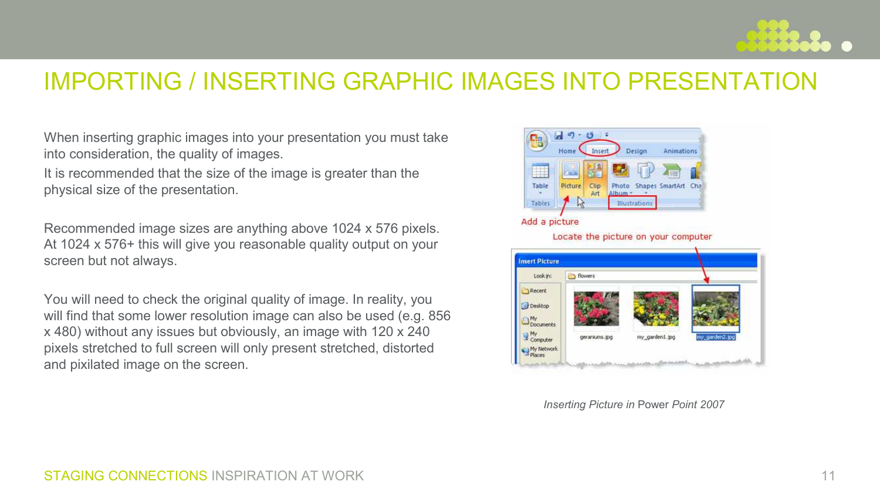# IMPORTING / INSERTING GRAPHIC IMAGES INTO PRESENTATION

When inserting graphic images into your presentation you must take into consideration, the quality of images.

It is recommended that the size of the image is greater than the physical size of the presentation.

Recommended image sizes are anything above 1024 x 576 pixels. At 1024 x 576+ this will give you reasonable quality output on your screen but not always.

You will need to check the original quality of image. In reality, you will find that some lower resolution image can also be used (e.g. 856 x 480) without any issues but obviously, an image with 120 x 240 pixels stretched to full screen will only present stretched, distorted and pixilated image on the screen.

*Inserting Picture in* Power *Point 2007*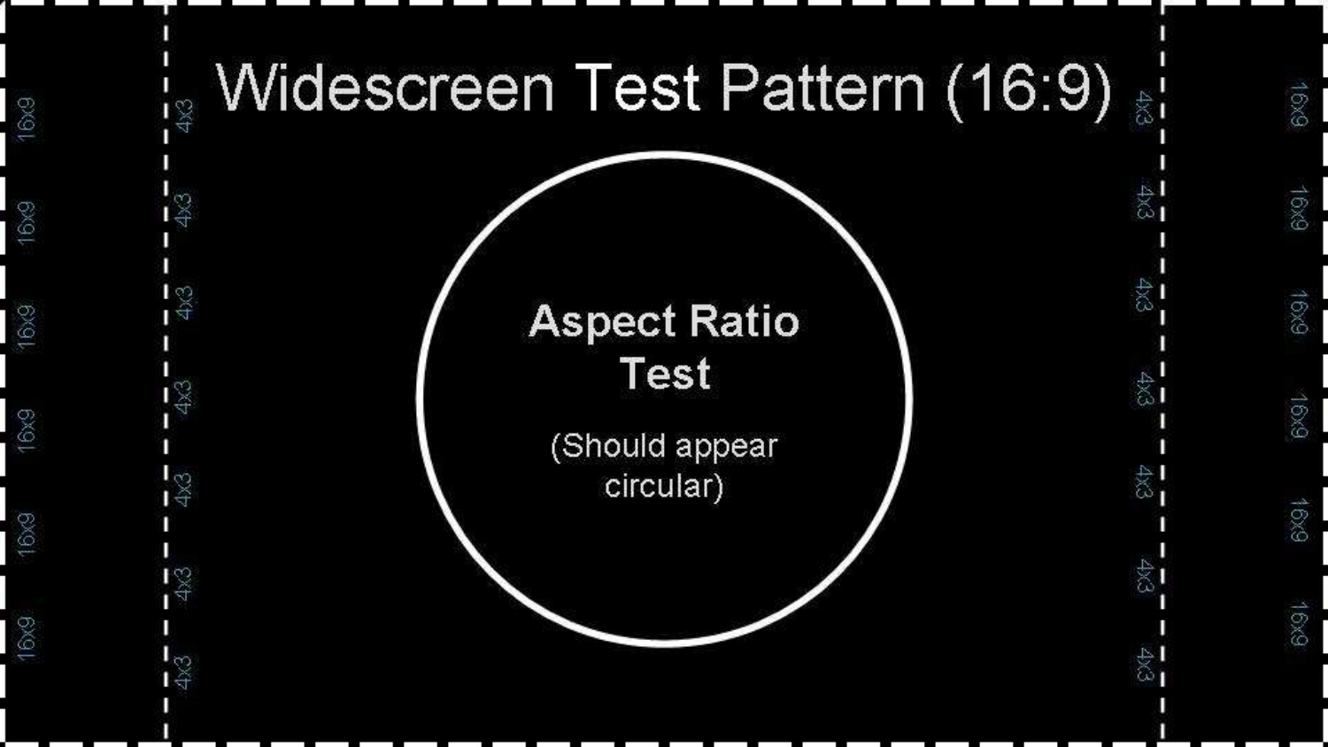# Widescreen Test Pattern (16:9)

**Aspect Ratio Test**

(Should appear circular)

16x9

4x3